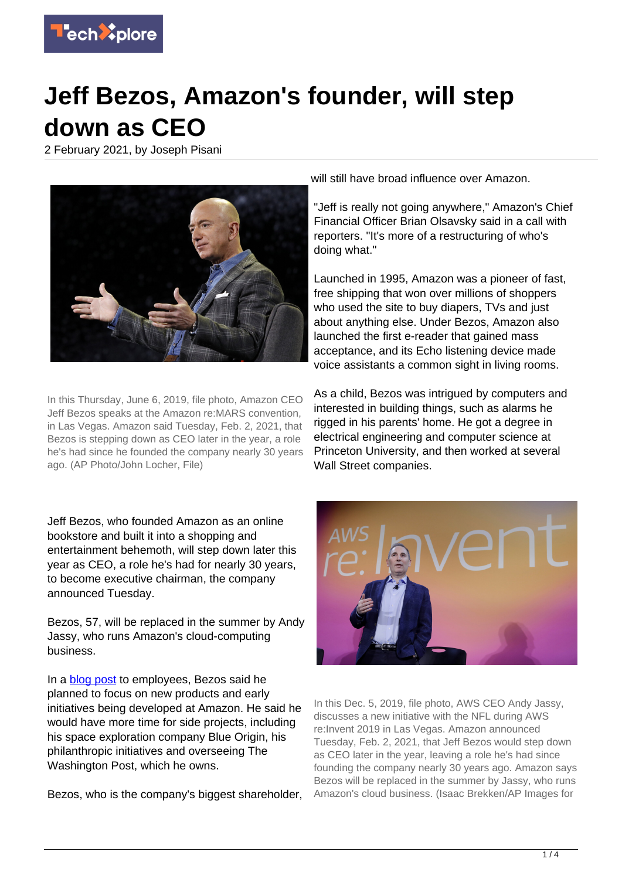# Jeff Bezos, Amazon's founder, will step down as CEO

2 February 2021, by Joseph Pisani

In this Thursday, June 6, 2019, file photo, Amazon CEO Jeff Bezos speaks at the Amazon re:MARS convention, in Las Vegas. Amazon said Tuesday, Feb. 2, 2021, that Bezos is stepping down as CEO later in the year, a role he's had since he founded the company nearly 30 years ago. (AP Photo/John Locher, File)

Jeff Bezos, who founded Amazon as an online bookstore and built it into a shopping and entertainment behemoth, will step down later this year as CEO, a role he's had for nearly 30 years, to become executive chairman, the company announced Tuesday.

Bezos, 57, will be replaced in the summer by Andy Jassy, who runs Amazon's cloud-computing business.

In a blog post to employees, Bezos said he planned to focus on new products and early initiatives being developed at Amazon. He said he would have more time for side projects, including his space exploration company Blue Origin, his philanthropic initiatives and overseeing The Washington Post, which he owns.

Bezos, who is the company's biggest shareholder, will still have broad influence over Amazon.

"Jeff is really not going anywhere," Amazon's Chief Financial Officer Brian Olsavsky said in a call with reporters. "It's more of a restructuring of who's doing what."

Launched in 1995, Amazon was a pioneer of fast, free shipping that won over millions of shoppers who used the site to buy diapers, TVs and just about anything else. Under Bezos, Amazon also launched the first e-reader that gained mass acceptance, and its Echo listening device made voice assistants a common sight in living rooms.

As a child, Bezos was intrigued by computers and interested in building things, such as alarms he rigged in his parents' home. He got a degree in electrical engineering and computer science at Princeton University, and then worked at several Wall Street companies.

In this Dec. 5, 2019, file photo, AWS CEO Andy Jassy, discusses a new initiative with the NFL during AWS re:Invent 2019 in Las Vegas. Amazon announced Tuesday, Feb. 2, 2021, that Jeff Bezos would step down as CEO later in the year, leaving a role he's had since founding the company nearly 30 years ago. Amazon says Bezos will be replaced in the summer by Jassy, who runs Amazon's cloud business. (Isaac Brekken/AP Images for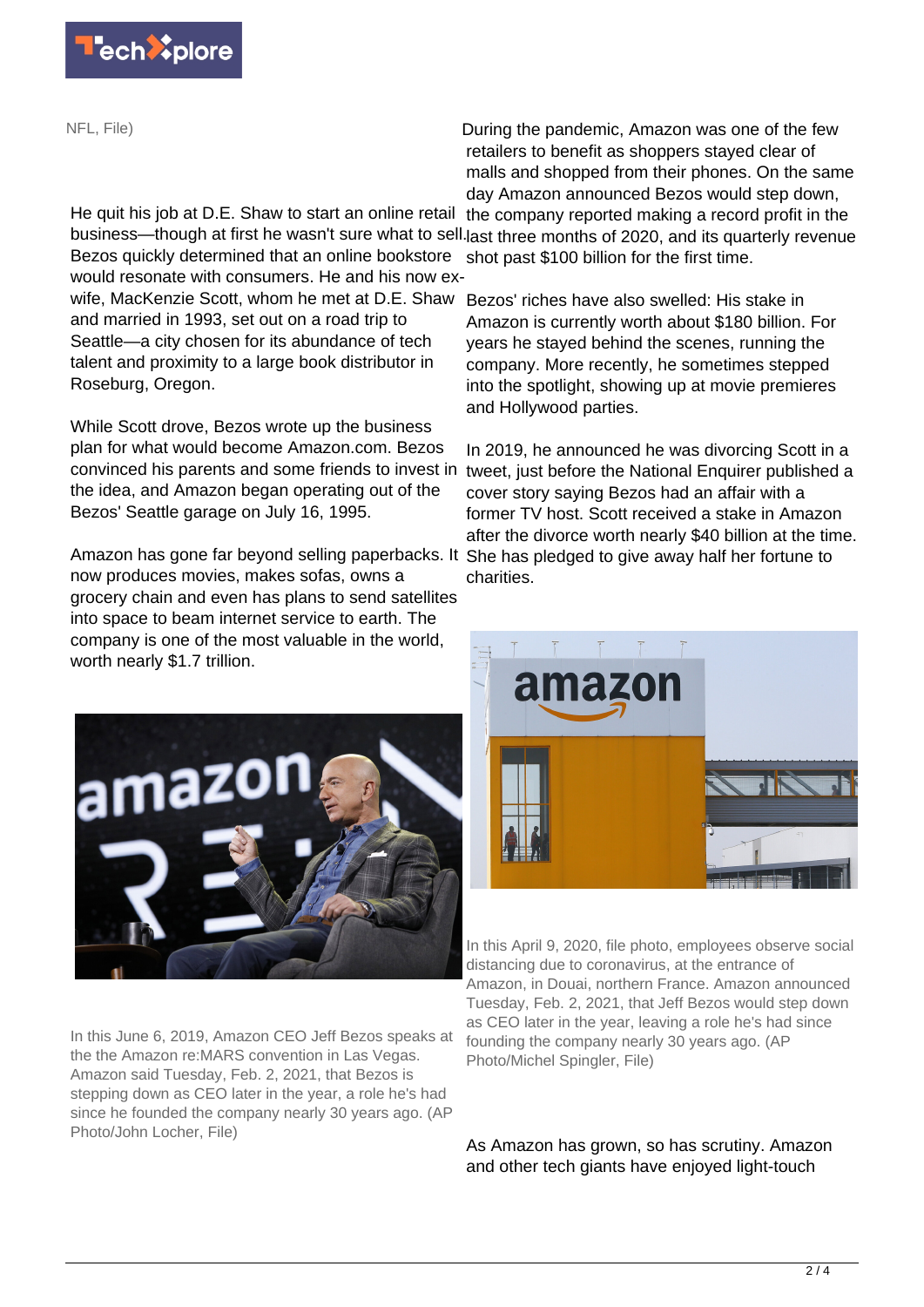NFL, File)

He quit his job at D.E. Shaw to start an online retail business—though at first he wasn't sure what to sell. Bezos quickly determined that an online bookstore would resonate with consumers. He and his now ex-wife, MacKenzie Scott, whom he met at D.E. Shaw and married in 1993, set out on a road trip to Seattle—a city chosen for its abundance of tech talent and proximity to a large book distributor in Roseburg, Oregon.

While Scott drove, Bezos wrote up the business plan for what would become Amazon.com. Bezos convinced his parents and some friends to invest in the idea, and Amazon began operating out of the Bezos' Seattle garage on July 16, 1995.

Amazon has gone far beyond selling paperbacks. It now produces movies, makes sofas, owns a grocery chain and even has plans to send satellites into space to beam internet service to earth. The company is one of the most valuable in the world, worth nearly $1.7 trillion.

In this June 6, 2019, Amazon CEO Jeff Bezos speaks at the the Amazon re:MARS convention in Las Vegas. Amazon said Tuesday, Feb. 2, 2021, that Bezos is stepping down as CEO later in the year, a role he's had since he founded the company nearly 30 years ago. (AP Photo/John Locher, File)

During the pandemic, Amazon was one of the few retailers to benefit as shoppers stayed clear of malls and shopped from their phones. On the same day Amazon announced Bezos would step down, the company reported making a record profit in the last three months of 2020, and its quarterly revenue shot past $100 billion for the first time.

Bezos' riches have also swelled: His stake in Amazon is currently worth about $180 billion. For years he stayed behind the scenes, running the company. More recently, he sometimes stepped into the spotlight, showing up at movie premieres and Hollywood parties.

In 2019, he announced he was divorcing Scott in a tweet, just before the National Enquirer published a cover story saying Bezos had an affair with a former TV host. Scott received a stake in Amazon after the divorce worth nearly $40 billion at the time. She has pledged to give away half her fortune to charities.

In this April 9, 2020, file photo, employees observe social distancing due to coronavirus, at the entrance of Amazon, in Douai, northern France. Amazon announced Tuesday, Feb. 2, 2021, that Jeff Bezos would step down as CEO later in the year, leaving a role he's had since founding the company nearly 30 years ago. (AP Photo/Michel Spingler, File)

As Amazon has grown, so has scrutiny. Amazon and other tech giants have enjoyed light-touch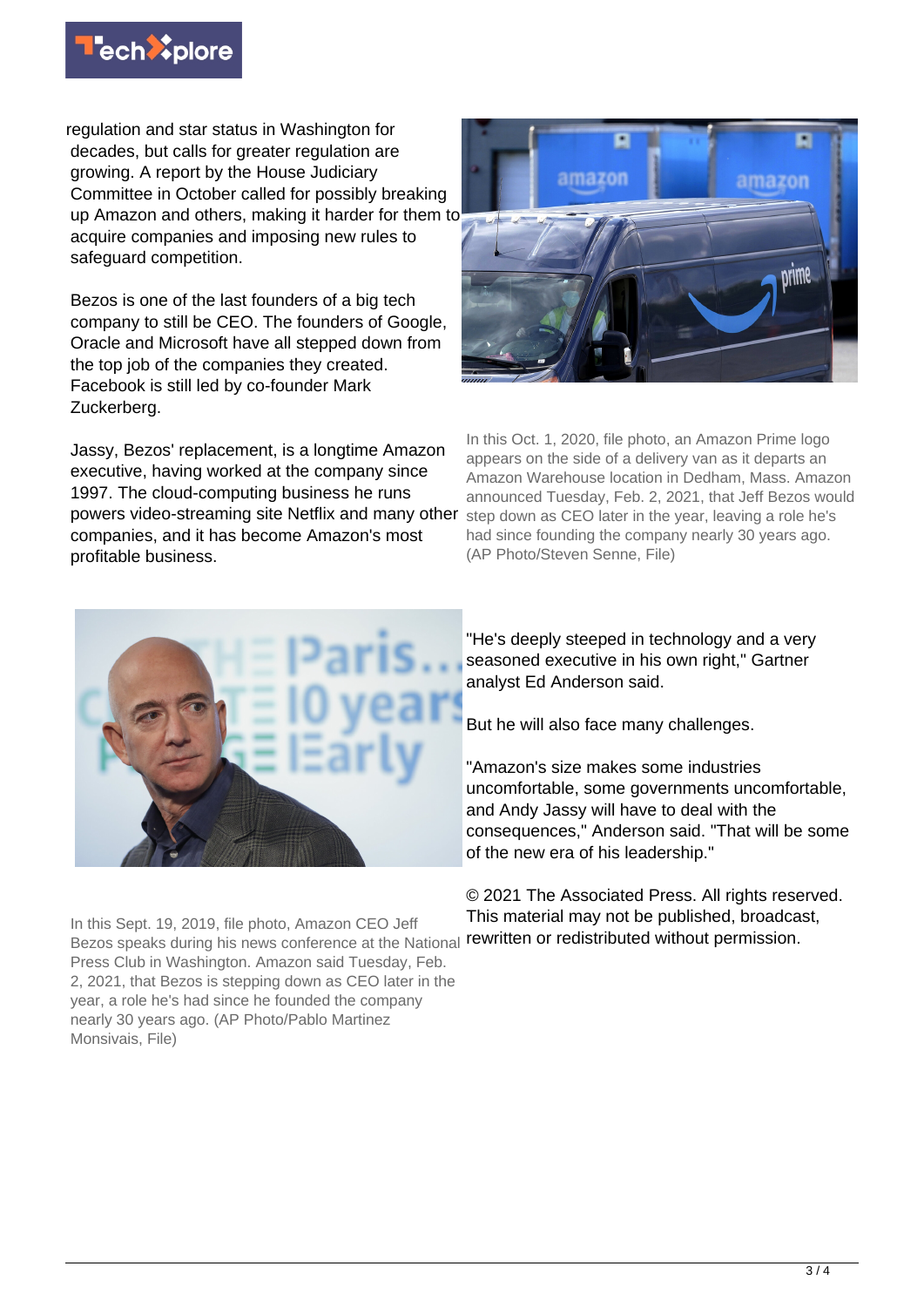regulation and star status in Washington for decades, but calls for greater regulation are growing. A report by the House Judiciary Committee in October called for possibly breaking up Amazon and others, making it harder for them to acquire companies and imposing new rules to safeguard competition.

Bezos is one of the last founders of a big tech company to still be CEO. The founders of Google, Oracle and Microsoft have all stepped down from the top job of the companies they created. Facebook is still led by co-founder Mark Zuckerberg.

Jassy, Bezos' replacement, is a longtime Amazon executive, having worked at the company since 1997. The cloud-computing business he runs powers video-streaming site Netflix and many other companies, and it has become Amazon's most profitable business.

In this Oct. 1, 2020, file photo, an Amazon Prime logo appears on the side of a delivery van as it departs an Amazon Warehouse location in Dedham, Mass. Amazon announced Tuesday, Feb. 2, 2021, that Jeff Bezos would step down as CEO later in the year, leaving a role he's had since founding the company nearly 30 years ago. (AP Photo/Steven Senne, File)

In this Sept. 19, 2019, file photo, Amazon CEO Jeff Bezos speaks during his news conference at the National Press Club in Washington. Amazon said Tuesday, Feb. 2, 2021, that Bezos is stepping down as CEO later in the year, a role he's had since he founded the company nearly 30 years ago. (AP Photo/Pablo Martinez Monsivais, File)

"He's deeply steeped in technology and a very seasoned executive in his own right," Gartner analyst Ed Anderson said.

But he will also face many challenges.

"Amazon's size makes some industries uncomfortable, some governments uncomfortable, and Andy Jassy will have to deal with the consequences," Anderson said. "That will be some of the new era of his leadership."

© 2021 The Associated Press. All rights reserved. This material may not be published, broadcast, rewritten or redistributed without permission.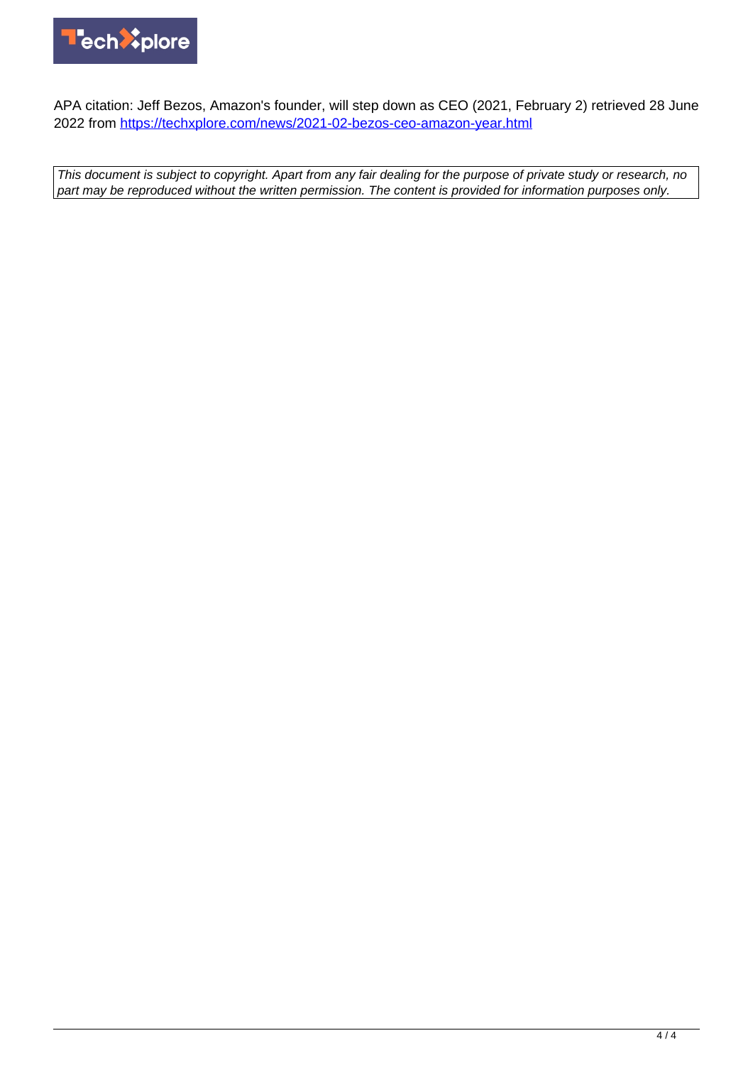APA citation: Jeff Bezos, Amazon's founder, will step down as CEO (2021, February 2) retrieved 28 June 2022 from https://techxplore.com/news/2021-02-bezos-ceo-amazon-year.html

*This document is subject to copyright. Apart from any fair dealing for the purpose of private study or research, no part may be reproduced without the written permission. The content is provided for information purposes only.*